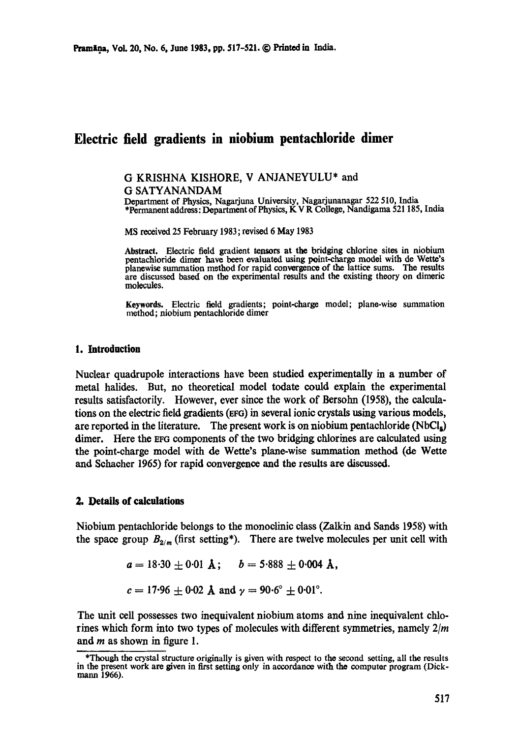# Electric field gradients in niobium pentachloride dimer

G KRISHNA KISHORE, V ANJANEYULU* and G SATYANANDAM

Department of Physics, Nagarjuna University, Nagarjunanagar 522 510, India
*Permanent address: Department of Physics, K V R College, Nandigama 521 185, India

MS received 25 February 1983; revised 6 May 1983

**Abstract.** Electric field gradient tensors at the bridging chlorine sites in niobium pentachloride dimer have been evaluated using point-charge model with de Wette's planewise summation method for rapid convergence of the lattice sums. The results are discussed based on the experimental results and the existing theory on dimeric molecules.

**Keywords.** Electric field gradients; point-charge model; plane-wise summation method; niobium pentachloride dimer

## 1. Introduction

Nuclear quadrupole interactions have been studied experimentally in a number of metal halides. But, no theoretical model todate could explain the experimental results satisfactorily. However, ever since the work of Bersohn (1958), the calculations on the electric field gradients (EFG) in several ionic crystals using various models, are reported in the literature. The present work is on niobium pentachloride ($NbCl_5$) dimer. Here the EFG components of the two bridging chlorines are calculated using the point-charge model with de Wette's plane-wise summation method (de Wette and Schacher 1965) for rapid convergence and the results are discussed.

## 2. Details of calculations

Niobium pentachloride belongs to the monoclinic class (Zalkin and Sands 1958) with the space group $B_{2/m}$ (first setting*). There are twelve molecules per unit cell with

$$a = 18{\cdot}30 \pm 0{\cdot}01 \text{ Å}; \quad b = 5{\cdot}888 \pm 0{\cdot}004 \text{ Å},$$

$$c = 17{\cdot}96 \pm 0{\cdot}02 \text{ Å and } \gamma = 90{\cdot}6^\circ \pm 0{\cdot}01^\circ.$$

The unit cell possesses two inequivalent niobium atoms and nine inequivalent chlorines which form into two types of molecules with different symmetries, namely $2/m$ and $m$ as shown in figure 1.

*Though the crystal structure originally is given with respect to the second setting, all the results in the present work are given in first setting only in accordance with the computer program (Dickmann 1966).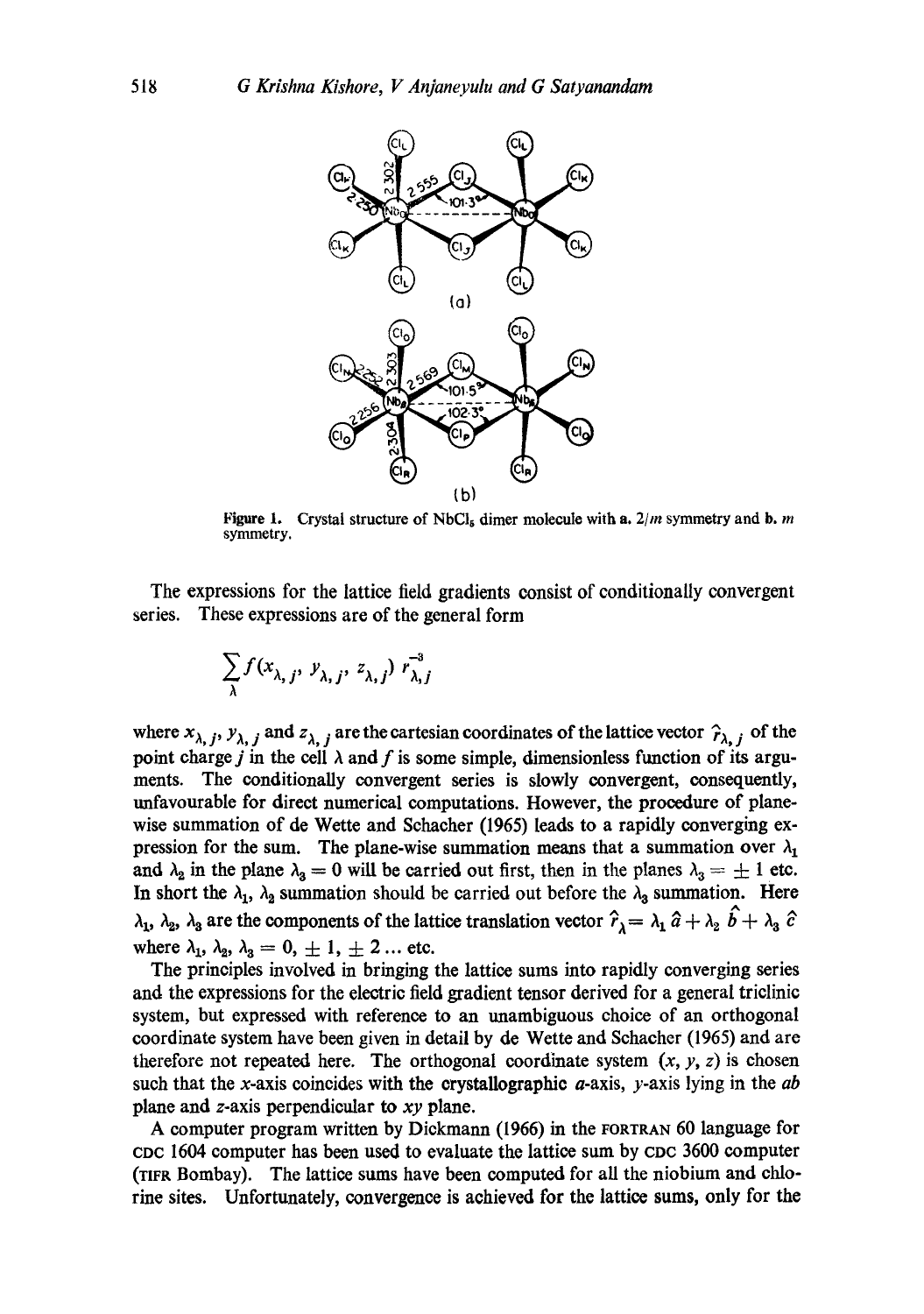Figure 1. Crystal structure of $NbCl_5$ dimer molecule with a. $2/m$ symmetry and b. $m$ symmetry.

The expressions for the lattice field gradients consist of conditionally convergent series. These expressions are of the general form

$$\sum_{\lambda} f(x_{\lambda,j}, y_{\lambda,j}, z_{\lambda,j})\, r_{\lambda,j}^{-3}$$

where $x_{\lambda,j}$, $y_{\lambda,j}$ and $z_{\lambda,j}$ are the cartesian coordinates of the lattice vector $\hat{r}_{\lambda,j}$ of the point charge $j$ in the cell $\lambda$ and $f$ is some simple, dimensionless function of its arguments. The conditionally convergent series is slowly convergent, consequently, unfavourable for direct numerical computations. However, the procedure of plane-wise summation of de Wette and Schacher (1965) leads to a rapidly converging expression for the sum. The plane-wise summation means that a summation over $\lambda_1$ and $\lambda_2$ in the plane $\lambda_3 = 0$ will be carried out first, then in the planes $\lambda_3 = \pm 1$ etc. In short the $\lambda_1$, $\lambda_2$ summation should be carried out before the $\lambda_3$ summation. Here $\lambda_1$, $\lambda_2$, $\lambda_3$ are the components of the lattice translation vector $\hat{r}_\lambda = \lambda_1 \hat{a} + \lambda_2 \hat{b} + \lambda_3 \hat{c}$ where $\lambda_1, \lambda_2, \lambda_3 = 0, \pm 1, \pm 2 \ldots$ etc.

The principles involved in bringing the lattice sums into rapidly converging series and the expressions for the electric field gradient tensor derived for a general triclinic system, but expressed with reference to an unambiguous choice of an orthogonal coordinate system have been given in detail by de Wette and Schacher (1965) and are therefore not repeated here. The orthogonal coordinate system $(x, y, z)$ is chosen such that the $x$-axis coincides with the crystallographic $a$-axis, $y$-axis lying in the $ab$ plane and $z$-axis perpendicular to $xy$ plane.

A computer program written by Dickmann (1966) in the FORTRAN 60 language for CDC 1604 computer has been used to evaluate the lattice sum by CDC 3600 computer (TIFR Bombay). The lattice sums have been computed for all the niobium and chlorine sites. Unfortunately, convergence is achieved for the lattice sums, only for the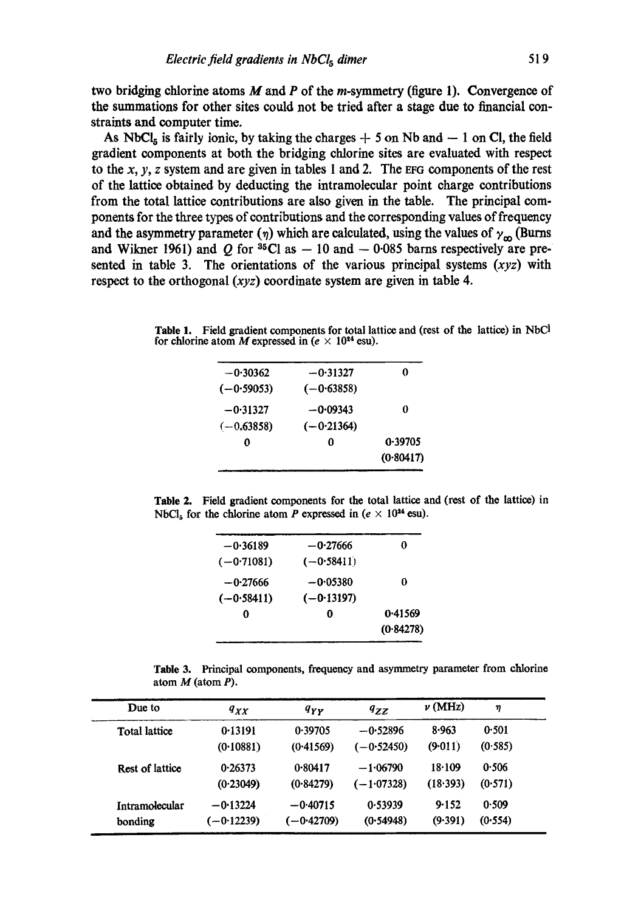two bridging chlorine atoms $M$ and $P$ of the $m$-symmetry (figure 1). Convergence of the summations for other sites could not be tried after a stage due to financial constraints and computer time.

As $NbCl_5$ is fairly ionic, by taking the charges $+5$ on Nb and $-1$ on Cl, the field gradient components at both the bridging chlorine sites are evaluated with respect to the $x$, $y$, $z$ system and are given in tables 1 and 2. The EFG components of the rest of the lattice obtained by deducting the intramolecular point charge contributions from the total lattice contributions are also given in the table. The principal components for the three types of contributions and the corresponding values of frequency and the asymmetry parameter ($\eta$) which are calculated, using the values of $\gamma_\infty$ (Burns and Wikner 1961) and $Q$ for $^{35}$Cl as $-10$ and $-0.085$ barns respectively are presented in table 3. The orientations of the various principal systems ($xyz$) with respect to the orthogonal ($xyz$) coordinate system are given in table 4.

**Table 1.** Field gradient components for total lattice and (rest of the lattice) in NbCl for chlorine atom $M$ expressed in ($e \times 10^{24}$ esu).

| | | |
|---|---|---|
| −0·30362 (−0·59053) | −0·31327 (−0·63858) | 0 |
| −0·31327 (−0.63858) | −0·09343 (−0·21364) | 0 |
| 0 | 0 | 0·39705 (0·80417) |

**Table 2.** Field gradient components for the total lattice and (rest of the lattice) in $NbCl_5$ for the chlorine atom $P$ expressed in ($e \times 10^{24}$ esu).

| | | |
|---|---|---|
| −0·36189 (−0·71081) | −0·27666 (−0·58411) | 0 |
| −0·27666 (−0·58411) | −0·05380 (−0·13197) | 0 |
| 0 | 0 | 0·41569 (0·84278) |

**Table 3.** Principal components, frequency and asymmetry parameter from chlorine atom $M$ (atom $P$).

| Due to | $q_{XX}$ | $q_{YY}$ | $q_{ZZ}$ | $\nu$ (MHz) | $\eta$ |
|---|---|---|---|---|---|
| Total lattice | 0·13191 (0·10881) | 0·39705 (0·41569) | −0·52896 (−0·52450) | 8·963 (9·011) | 0·501 (0·585) |
| Rest of lattice | 0·26373 (0·23049) | 0·80417 (0·84279) | −1·06790 (−1·07328) | 18·109 (18·393) | 0·506 (0·571) |
| Intramolecular bonding | −0·13224 (−0·12239) | −0·40715 (−0·42709) | 0·53939 (0·54948) | 9·152 (9·391) | 0·509 (0·554) |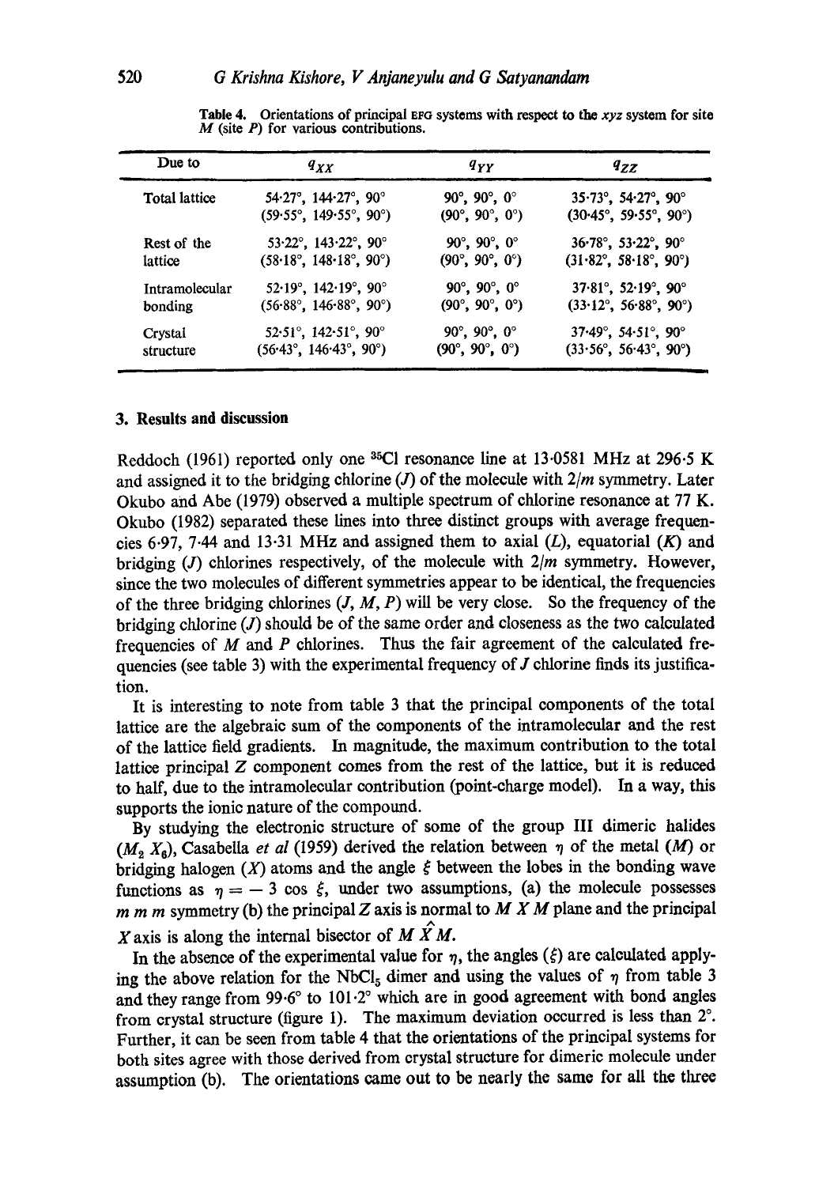**Table 4.** Orientations of principal EFG systems with respect to the $xyz$ system for site $M$ (site $P$) for various contributions.

| Due to | $q_{XX}$ | $q_{YY}$ | $q_{ZZ}$ |
|---|---|---|---|
| Total lattice | 54·27°, 144·27°, 90° (59·55°, 149·55°, 90°) | 90°, 90°, 0° (90°, 90°, 0°) | 35·73°, 54·27°, 90° (30·45°, 59·55°, 90°) |
| Rest of the lattice | 53·22°, 143·22°, 90° (58·18°, 148·18°, 90°) | 90°, 90°, 0° (90°, 90°, 0°) | 36·78°, 53·22°, 90° (31·82°, 58·18°, 90°) |
| Intramolecular bonding | 52·19°, 142·19°, 90° (56·88°, 146·88°, 90°) | 90°, 90°, 0° (90°, 90°, 0°) | 37·81°, 52·19°, 90° (33·12°, 56·88°, 90°) |
| Crystal structure | 52·51°, 142·51°, 90° (56·43°, 146·43°, 90°) | 90°, 90°, 0° (90°, 90°, 0°) | 37·49°, 54·51°, 90° (33·56°, 56·43°, 90°) |

## 3. Results and discussion

Reddoch (1961) reported only one $^{35}Cl$ resonance line at 13·0581 MHz at 296·5 K and assigned it to the bridging chlorine ($J$) of the molecule with $2/m$ symmetry. Later Okubo and Abe (1979) observed a multiple spectrum of chlorine resonance at 77 K. Okubo (1982) separated these lines into three distinct groups with average frequencies 6·97, 7·44 and 13·31 MHz and assigned them to axial ($L$), equatorial ($K$) and bridging ($J$) chlorines respectively, of the molecule with $2/m$ symmetry. However, since the two molecules of different symmetries appear to be identical, the frequencies of the three bridging chlorines ($J$, $M$, $P$) will be very close. So the frequency of the bridging chlorine ($J$) should be of the same order and closeness as the two calculated frequencies of $M$ and $P$ chlorines. Thus the fair agreement of the calculated frequencies (see table 3) with the experimental frequency of $J$ chlorine finds its justification.

It is interesting to note from table 3 that the principal components of the total lattice are the algebraic sum of the components of the intramolecular and the rest of the lattice field gradients. In magnitude, the maximum contribution to the total lattice principal $Z$ component comes from the rest of the lattice, but it is reduced to half, due to the intramolecular contribution (point-charge model). In a way, this supports the ionic nature of the compound.

By studying the electronic structure of some of the group III dimeric halides ($M_2X_6$), Casabella *et al* (1959) derived the relation between $\eta$ of the metal ($M$) or bridging halogen ($X$) atoms and the angle $\xi$ between the lobes in the bonding wave functions as $\eta = -3\cos\xi$, under two assumptions, (a) the molecule possesses $m\,m\,m$ symmetry (b) the principal $Z$ axis is normal to $M\,X\,M$ plane and the principal $X$ axis is along the internal bisector of $M\hat{X}M$.

In the absence of the experimental value for $\eta$, the angles ($\xi$) are calculated applying the above relation for the $NbCl_5$ dimer and using the values of $\eta$ from table 3 and they range from 99·6° to 101·2° which are in good agreement with bond angles from crystal structure (figure 1). The maximum deviation occurred is less than 2°. Further, it can be seen from table 4 that the orientations of the principal systems for both sites agree with those derived from crystal structure for dimeric molecule under assumption (b). The orientations came out to be nearly the same for all the three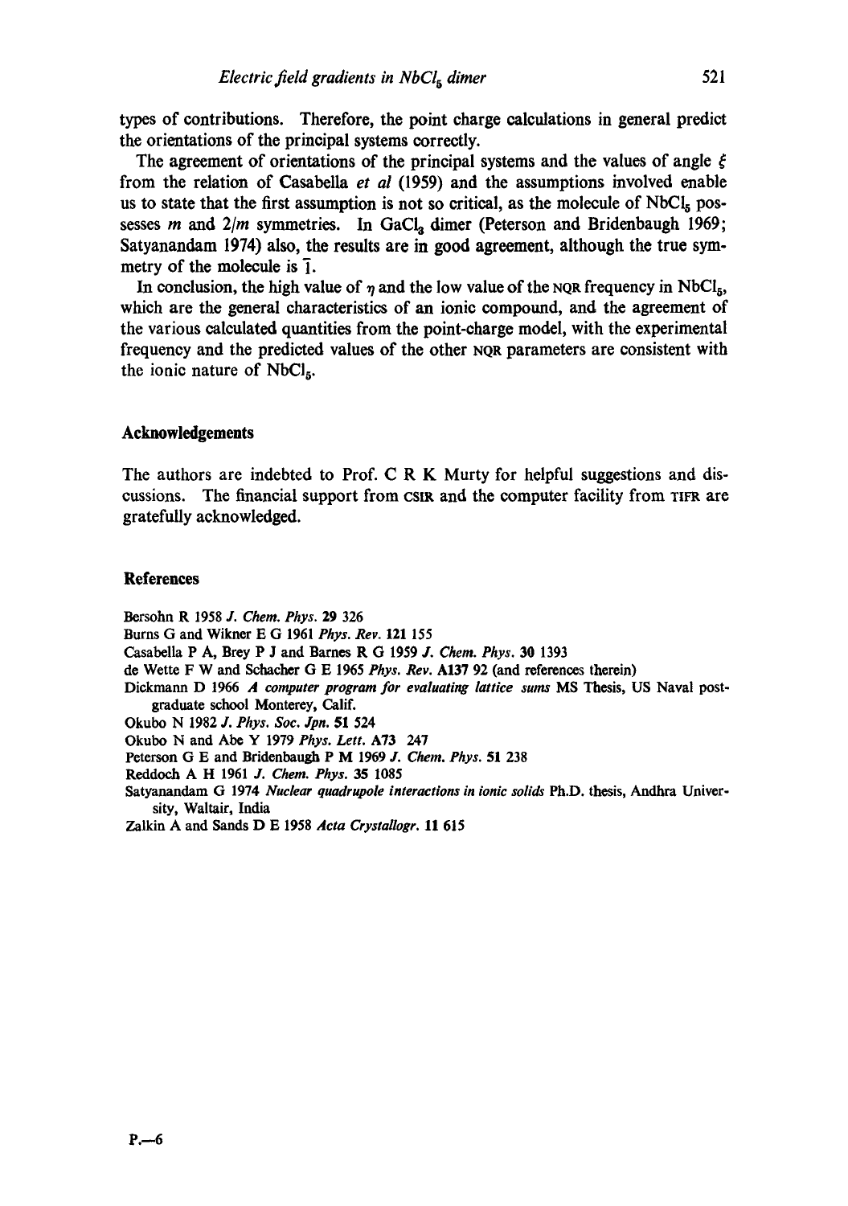types of contributions. Therefore, the point charge calculations in general predict the orientations of the principal systems correctly.

The agreement of orientations of the principal systems and the values of angle $\xi$ from the relation of Casabella *et al* (1959) and the assumptions involved enable us to state that the first assumption is not so critical, as the molecule of $NbCl_5$ possesses $m$ and $2/m$ symmetries. In $GaCl_3$ dimer (Peterson and Bridenbaugh 1969; Satyanandam 1974) also, the results are in good agreement, although the true symmetry of the molecule is $\bar{1}$.

In conclusion, the high value of $\eta$ and the low value of the NQR frequency in $NbCl_5$, which are the general characteristics of an ionic compound, and the agreement of the various calculated quantities from the point-charge model, with the experimental frequency and the predicted values of the other NQR parameters are consistent with the ionic nature of $NbCl_5$.

## Acknowledgements

The authors are indebted to Prof. C R K Murty for helpful suggestions and discussions. The financial support from CSIR and the computer facility from TIFR are gratefully acknowledged.

## References

Bersohn R 1958 *J. Chem. Phys.* **29** 326

Burns G and Wikner E G 1961 *Phys. Rev.* **121** 155

Casabella P A, Brey P J and Barnes R G 1959 *J. Chem. Phys.* **30** 1393

de Wette F W and Schacher G E 1965 *Phys. Rev.* **A137** 92 (and references therein)

Dickmann D 1966 *A computer program for evaluating lattice sums* MS Thesis, US Naval postgraduate school Monterey, Calif.

Okubo N 1982 *J. Phys. Soc. Jpn.* **51** 524

Okubo N and Abe Y 1979 *Phys. Lett.* **A73** 247

Peterson G E and Bridenbaugh P M 1969 *J. Chem. Phys.* **51** 238

Reddoch A H 1961 *J. Chem. Phys.* **35** 1085

Satyanandam G 1974 *Nuclear quadrupole interactions in ionic solids* Ph.D. thesis, Andhra University, Waltair, India

Zalkin A and Sands D E 1958 *Acta Crystallogr.* **11** 615